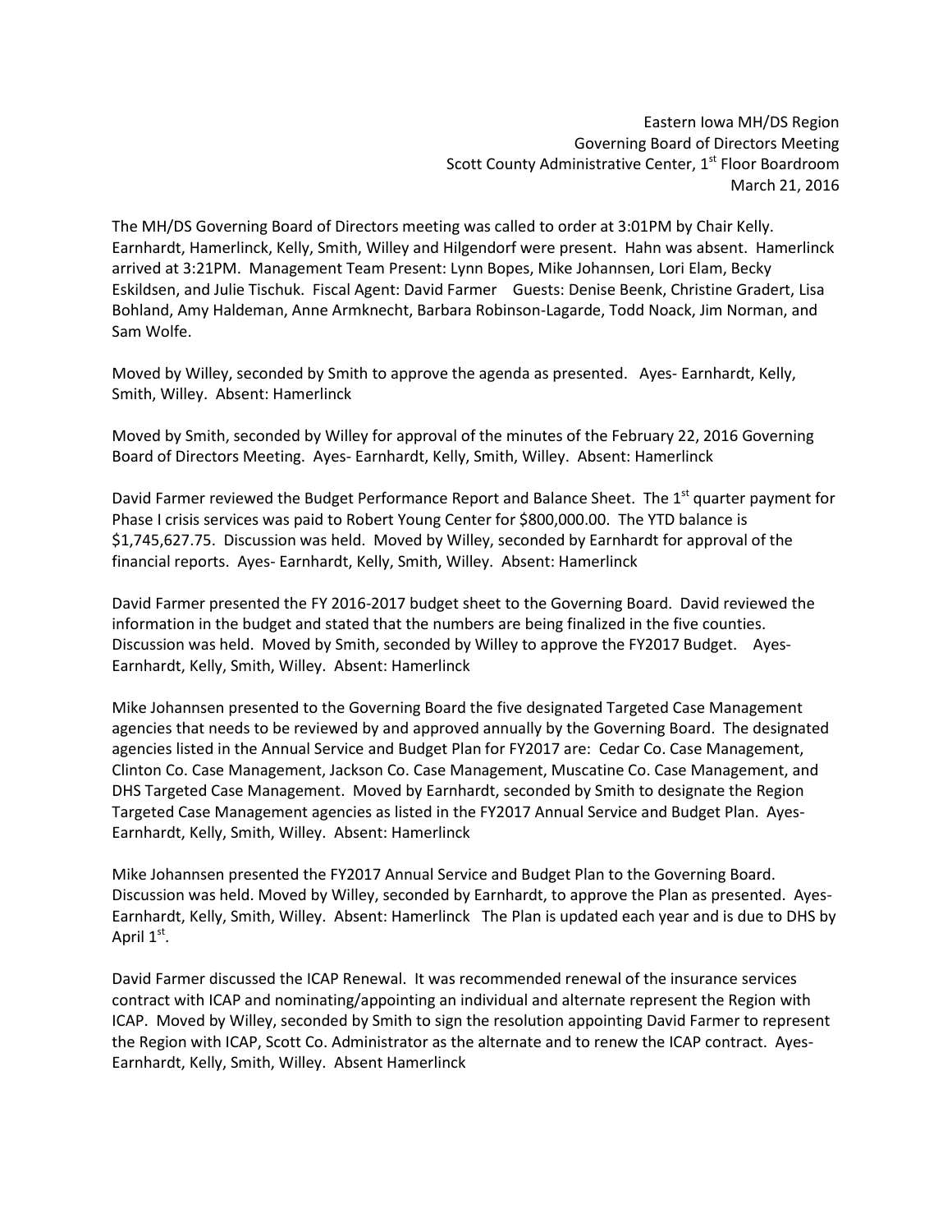Eastern Iowa MH/DS Region
Governing Board of Directors Meeting
Scott County Administrative Center, 1st Floor Boardroom
March 21, 2016

The MH/DS Governing Board of Directors meeting was called to order at 3:01PM by Chair Kelly. Earnhardt, Hamerlinck, Kelly, Smith, Willey and Hilgendorf were present. Hahn was absent. Hamerlinck arrived at 3:21PM. Management Team Present: Lynn Bopes, Mike Johannsen, Lori Elam, Becky Eskildsen, and Julie Tischuk. Fiscal Agent: David Farmer Guests: Denise Beenk, Christine Gradert, Lisa Bohland, Amy Haldeman, Anne Armknecht, Barbara Robinson-Lagarde, Todd Noack, Jim Norman, and Sam Wolfe.

Moved by Willey, seconded by Smith to approve the agenda as presented. Ayes- Earnhardt, Kelly, Smith, Willey. Absent: Hamerlinck

Moved by Smith, seconded by Willey for approval of the minutes of the February 22, 2016 Governing Board of Directors Meeting. Ayes- Earnhardt, Kelly, Smith, Willey. Absent: Hamerlinck

David Farmer reviewed the Budget Performance Report and Balance Sheet. The 1st quarter payment for Phase I crisis services was paid to Robert Young Center for $800,000.00. The YTD balance is $1,745,627.75. Discussion was held. Moved by Willey, seconded by Earnhardt for approval of the financial reports. Ayes- Earnhardt, Kelly, Smith, Willey. Absent: Hamerlinck

David Farmer presented the FY 2016-2017 budget sheet to the Governing Board. David reviewed the information in the budget and stated that the numbers are being finalized in the five counties. Discussion was held. Moved by Smith, seconded by Willey to approve the FY2017 Budget. Ayes- Earnhardt, Kelly, Smith, Willey. Absent: Hamerlinck

Mike Johannsen presented to the Governing Board the five designated Targeted Case Management agencies that needs to be reviewed by and approved annually by the Governing Board. The designated agencies listed in the Annual Service and Budget Plan for FY2017 are: Cedar Co. Case Management, Clinton Co. Case Management, Jackson Co. Case Management, Muscatine Co. Case Management, and DHS Targeted Case Management. Moved by Earnhardt, seconded by Smith to designate the Region Targeted Case Management agencies as listed in the FY2017 Annual Service and Budget Plan. Ayes- Earnhardt, Kelly, Smith, Willey. Absent: Hamerlinck

Mike Johannsen presented the FY2017 Annual Service and Budget Plan to the Governing Board. Discussion was held. Moved by Willey, seconded by Earnhardt, to approve the Plan as presented. Ayes- Earnhardt, Kelly, Smith, Willey. Absent: Hamerlinck The Plan is updated each year and is due to DHS by April 1st.

David Farmer discussed the ICAP Renewal. It was recommended renewal of the insurance services contract with ICAP and nominating/appointing an individual and alternate represent the Region with ICAP. Moved by Willey, seconded by Smith to sign the resolution appointing David Farmer to represent the Region with ICAP, Scott Co. Administrator as the alternate and to renew the ICAP contract. Ayes- Earnhardt, Kelly, Smith, Willey. Absent Hamerlinck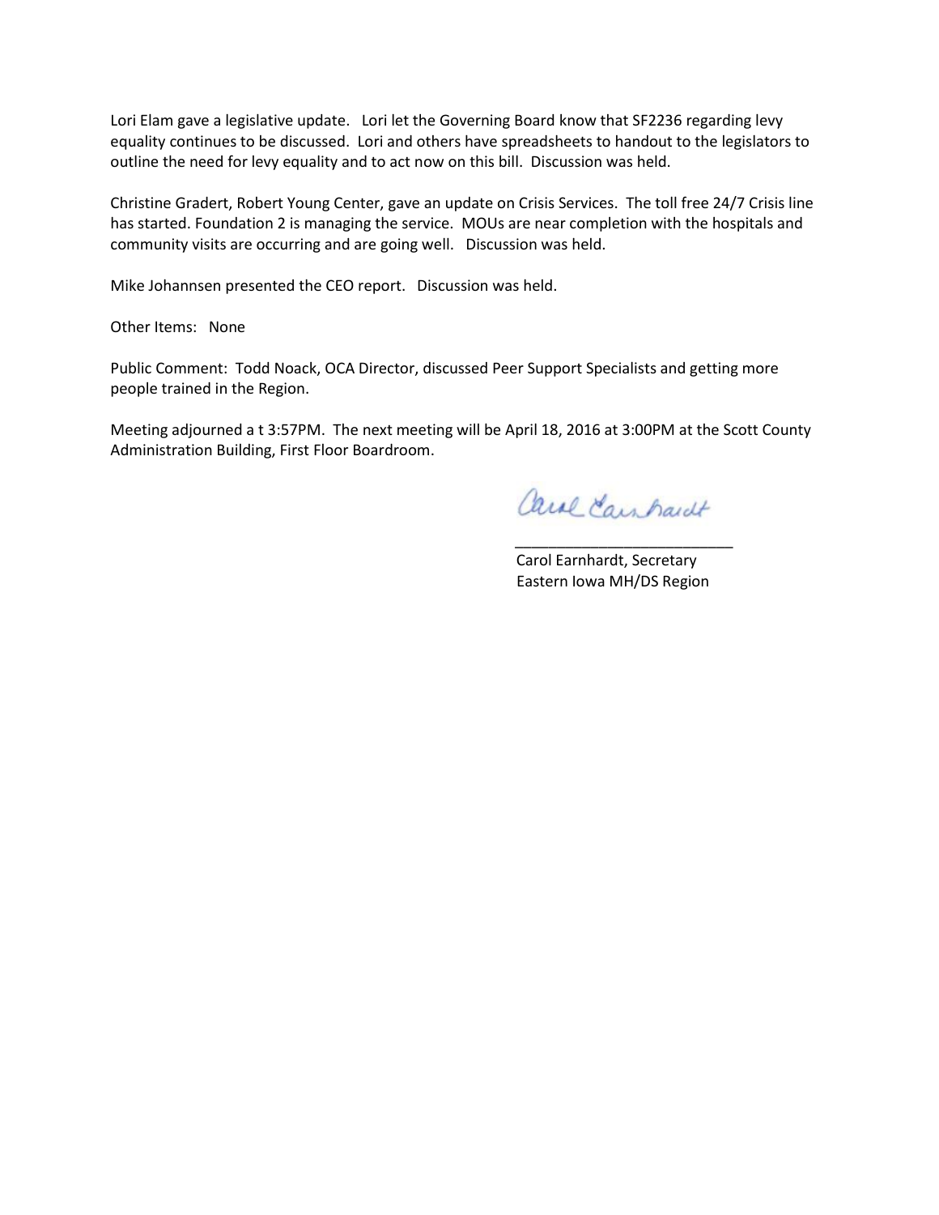Lori Elam gave a legislative update. Lori let the Governing Board know that SF2236 regarding levy equality continues to be discussed. Lori and others have spreadsheets to handout to the legislators to outline the need for levy equality and to act now on this bill. Discussion was held.

Christine Gradert, Robert Young Center, gave an update on Crisis Services. The toll free 24/7 Crisis line has started. Foundation 2 is managing the service. MOUs are near completion with the hospitals and community visits are occurring and are going well. Discussion was held.

Mike Johannsen presented the CEO report. Discussion was held.

Other Items: None

Public Comment: Todd Noack, OCA Director, discussed Peer Support Specialists and getting more people trained in the Region.

Meeting adjourned a t 3:57PM. The next meeting will be April 18, 2016 at 3:00PM at the Scott County Administration Building, First Floor Boardroom.

Carol Earnhardt

\_\_\_\_\_\_\_\_\_\_\_\_\_\_\_\_\_\_\_\_\_\_\_\_\_\_

Carol Earnhardt, Secretary
Eastern Iowa MH/DS Region